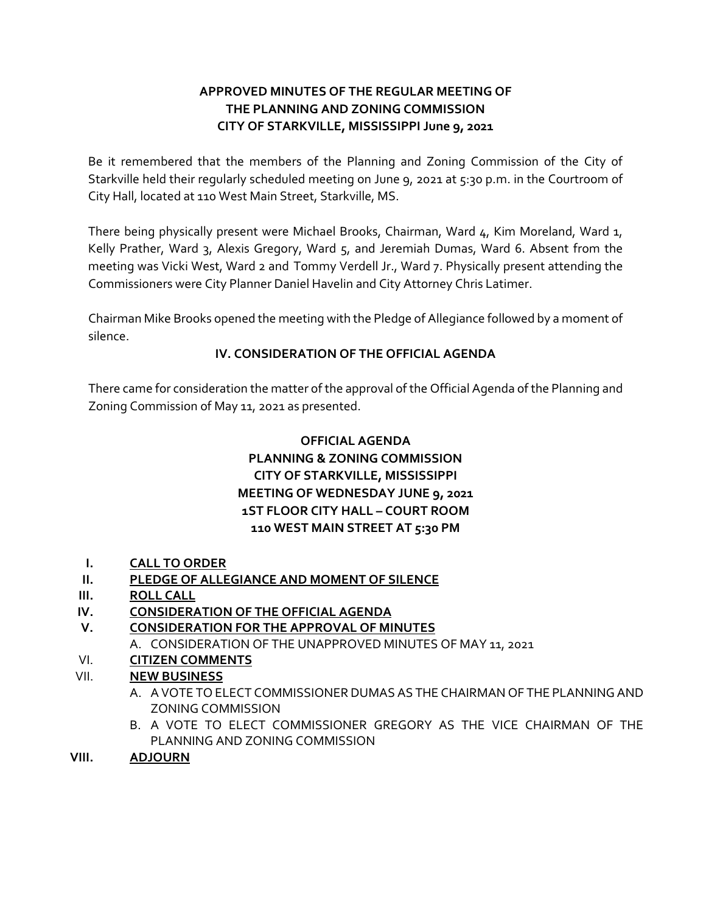# APPROVED MINUTES OF THE REGULAR MEETING OF THE PLANNING AND ZONING COMMISSION CITY OF STARKVILLE, MISSISSIPPI June 9, 2021

Be it remembered that the members of the Planning and Zoning Commission of the City of Starkville held their regularly scheduled meeting on June 9, 2021 at 5:30 p.m. in the Courtroom of City Hall, located at 110 West Main Street, Starkville, MS.

There being physically present were Michael Brooks, Chairman, Ward 4, Kim Moreland, Ward 1, Kelly Prather, Ward 3, Alexis Gregory, Ward 5, and Jeremiah Dumas, Ward 6. Absent from the meeting was Vicki West, Ward 2 and Tommy Verdell Jr., Ward 7. Physically present attending the Commissioners were City Planner Daniel Havelin and City Attorney Chris Latimer.

Chairman Mike Brooks opened the meeting with the Pledge of Allegiance followed by a moment of silence.

## IV. CONSIDERATION OF THE OFFICIAL AGENDA

There came for consideration the matter of the approval of the Official Agenda of the Planning and Zoning Commission of May 11, 2021 as presented.

### OFFICIAL AGENDA
### PLANNING & ZONING COMMISSION
### CITY OF STARKVILLE, MISSISSIPPI
### MEETING OF WEDNESDAY JUNE 9, 2021
### 1ST FLOOR CITY HALL – COURT ROOM
### 110 WEST MAIN STREET AT 5:30 PM

- **I. CALL TO ORDER**
- **II. PLEDGE OF ALLEGIANCE AND MOMENT OF SILENCE**
- **III. ROLL CALL**
- **IV. CONSIDERATION OF THE OFFICIAL AGENDA**
- **V. CONSIDERATION FOR THE APPROVAL OF MINUTES**
  - A. CONSIDERATION OF THE UNAPPROVED MINUTES OF MAY 11, 2021
- VI. **CITIZEN COMMENTS**
- VII. **NEW BUSINESS**
  - A. A VOTE TO ELECT COMMISSIONER DUMAS AS THE CHAIRMAN OF THE PLANNING AND ZONING COMMISSION
  - B. A VOTE TO ELECT COMMISSIONER GREGORY AS THE VICE CHAIRMAN OF THE PLANNING AND ZONING COMMISSION
- **VIII. ADJOURN**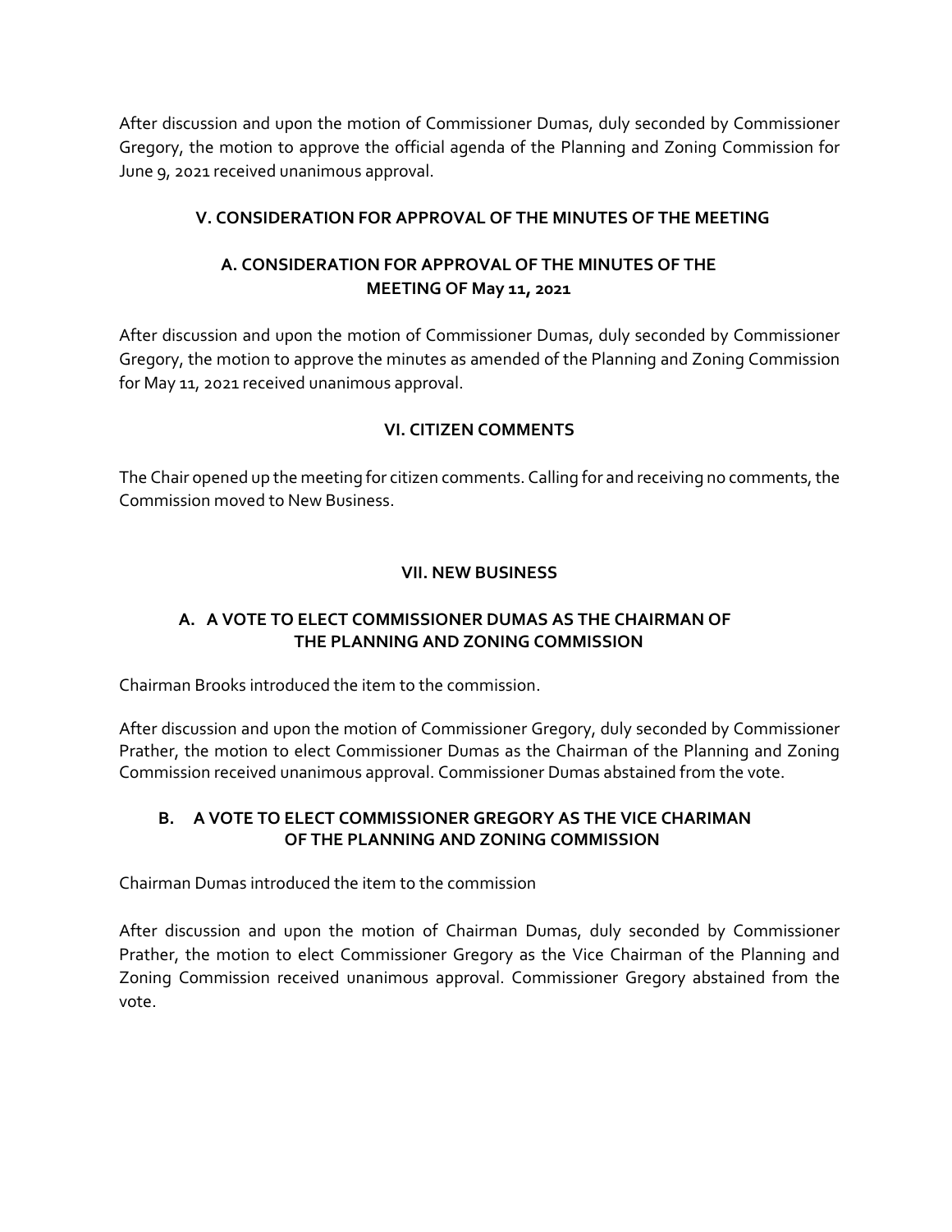After discussion and upon the motion of Commissioner Dumas, duly seconded by Commissioner Gregory, the motion to approve the official agenda of the Planning and Zoning Commission for June 9, 2021 received unanimous approval.

## V. CONSIDERATION FOR APPROVAL OF THE MINUTES OF THE MEETING

### A. CONSIDERATION FOR APPROVAL OF THE MINUTES OF THE MEETING OF May 11, 2021

After discussion and upon the motion of Commissioner Dumas, duly seconded by Commissioner Gregory, the motion to approve the minutes as amended of the Planning and Zoning Commission for May 11, 2021 received unanimous approval.

## VI. CITIZEN COMMENTS

The Chair opened up the meeting for citizen comments. Calling for and receiving no comments, the Commission moved to New Business.

## VII. NEW BUSINESS

### A. A VOTE TO ELECT COMMISSIONER DUMAS AS THE CHAIRMAN OF THE PLANNING AND ZONING COMMISSION

Chairman Brooks introduced the item to the commission.

After discussion and upon the motion of Commissioner Gregory, duly seconded by Commissioner Prather, the motion to elect Commissioner Dumas as the Chairman of the Planning and Zoning Commission received unanimous approval. Commissioner Dumas abstained from the vote.

### B. A VOTE TO ELECT COMMISSIONER GREGORY AS THE VICE CHARIMAN OF THE PLANNING AND ZONING COMMISSION

Chairman Dumas introduced the item to the commission

After discussion and upon the motion of Chairman Dumas, duly seconded by Commissioner Prather, the motion to elect Commissioner Gregory as the Vice Chairman of the Planning and Zoning Commission received unanimous approval. Commissioner Gregory abstained from the vote.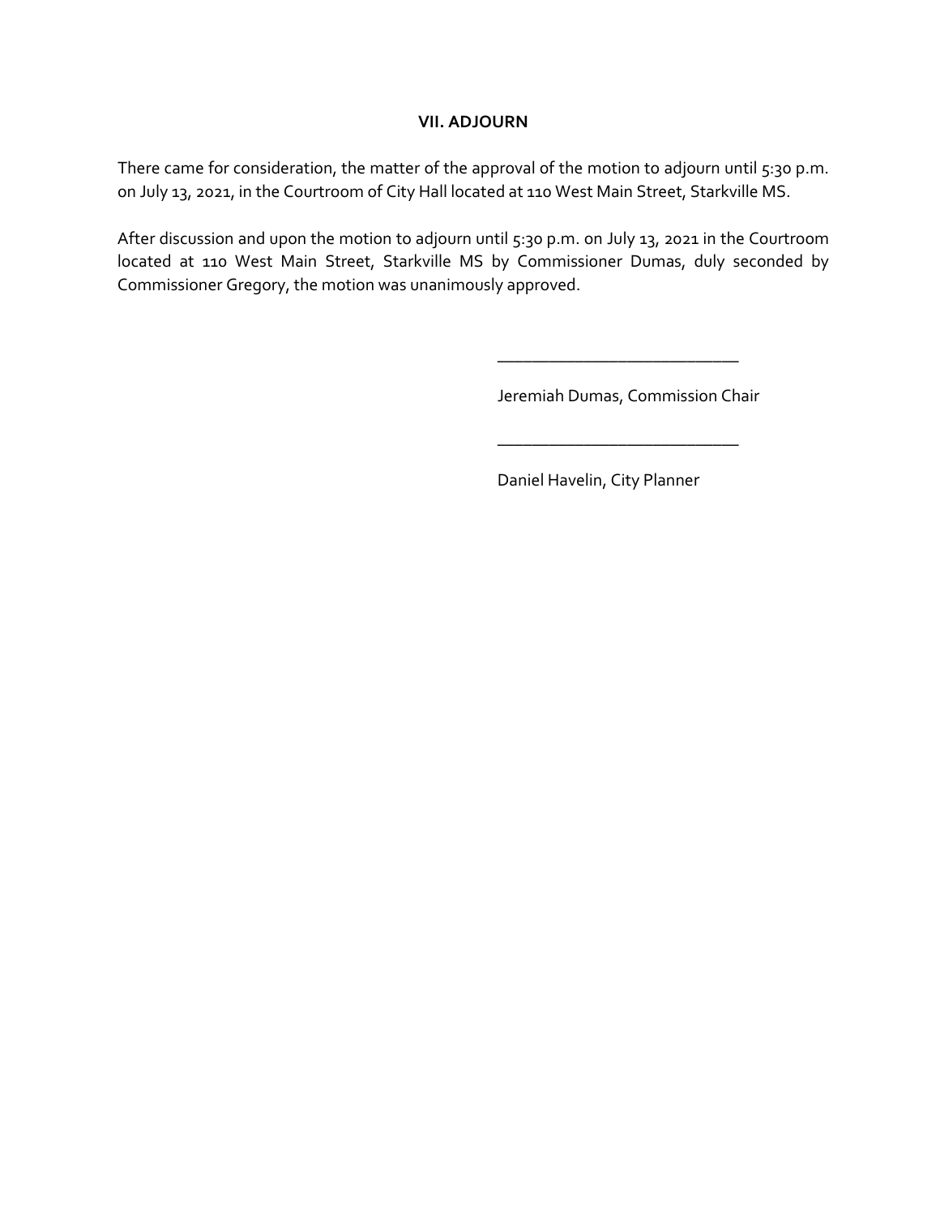## VII. ADJOURN

There came for consideration, the matter of the approval of the motion to adjourn until 5:30 p.m. on July 13, 2021, in the Courtroom of City Hall located at 110 West Main Street, Starkville MS.

After discussion and upon the motion to adjourn until 5:30 p.m. on July 13, 2021 in the Courtroom located at 110 West Main Street, Starkville MS by Commissioner Dumas, duly seconded by Commissioner Gregory, the motion was unanimously approved.

____________________________

Jeremiah Dumas, Commission Chair

____________________________

Daniel Havelin, City Planner